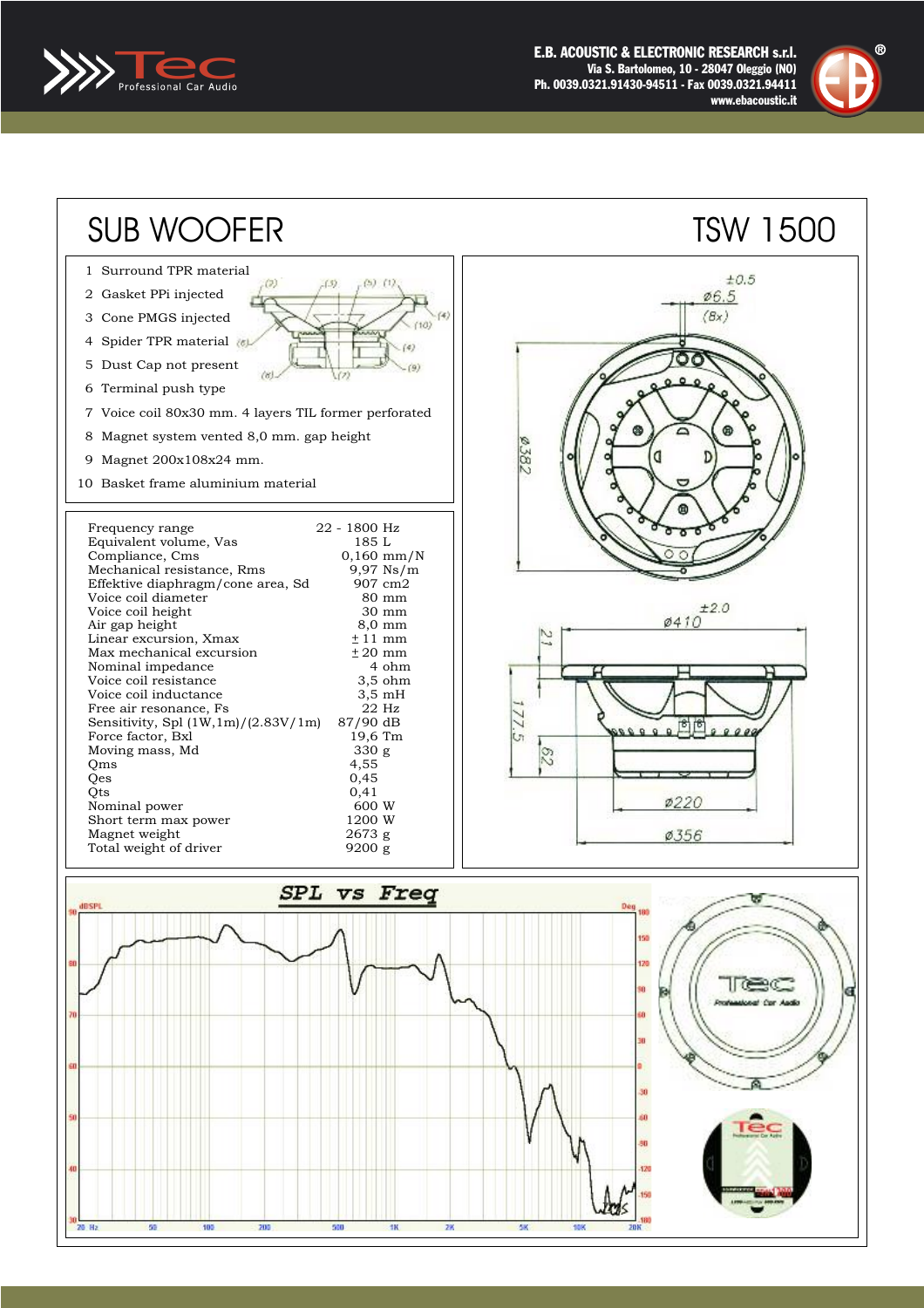Tec Professional Car Audio

**E.B. ACOUSTIC & ELECTRONIC RESEARCH s.r.l.**
Via S. Bartolomeo, 10 - 28047 Oleggio (NO)
Ph. 0039.0321.91430-94511 - Fax 0039.0321.94411
www.ebacoustic.it

# SUB WOOFER

# TSW 1500

1. Surround TPR material
2. Gasket PPi injected
3. Cone PMGS injected
4. Spider TPR material
5. Dust Cap not present
6. Terminal push type
7. Voice coil 80x30 mm. 4 layers TIL former perforated
8. Magnet system vented 8,0 mm. gap height
9. Magnet 200x108x24 mm.
10. Basket frame aluminium material

| Parameter | Value |
|---|---|
| Frequency range | 22 - 1800 Hz |
| Equivalent volume, Vas | 185 L |
| Compliance, Cms | 0,160 mm/N |
| Mechanical resistance, Rms | 9,97 Ns/m |
| Effektive diaphragm/cone area, Sd | 907 cm2 |
| Voice coil diameter | 80 mm |
| Voice coil height | 30 mm |
| Air gap height | 8,0 mm |
| Linear excursion, Xmax | ± 11 mm |
| Max mechanical excursion | ± 20 mm |
| Nominal impedance | 4 ohm |
| Voice coil resistance | 3,5 ohm |
| Voice coil inductance | 3,5 mH |
| Free air resonance, Fs | 22 Hz |
| Sensitivity, Spl (1W,1m)/(2.83V/1m) | 87/90 dB |
| Force factor, Bxl | 19,6 Tm |
| Moving mass, Md | 330 g |
| Qms | 4,55 |
| Qes | 0,45 |
| Qts | 0,41 |
| Nominal power | 600 W |
| Short term max power | 1200 W |
| Magnet weight | 2673 g |
| Total weight of driver | 9200 g |

Dimensions: Ø6,5 ±0,5 (8x); Ø382; Ø410 ±2,0; 21; 177,5; 62; Ø220; Ø356

**SPL vs Freq**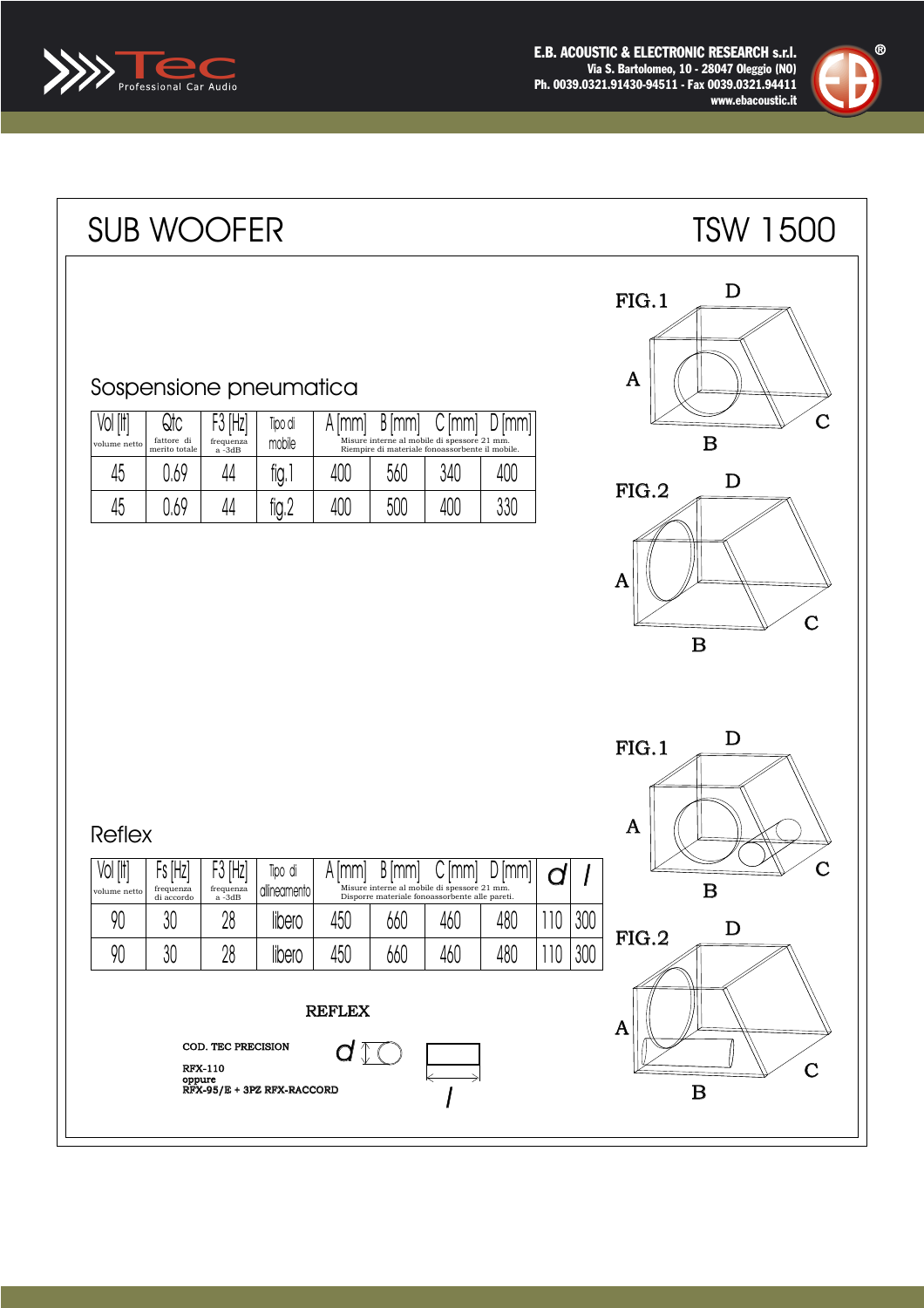# SUB WOOFER

# TSW 1500

## Sospensione pneumatica

| Vol [lt] volume netto | Qtc fattore di merito totale | F3 [Hz] frequenza a -3dB | Tipo di mobile | A [mm] | B [mm] | C [mm] | D [mm] |
|---|---|---|---|---|---|---|---|
| | | | | Misure interne al mobile di spessore 21 mm. Riempire di materiale fonoassorbente il mobile. | | | |
| 45 | 0.69 | 44 | fig.1 | 400 | 560 | 340 | 400 |
| 45 | 0.69 | 44 | fig.2 | 400 | 500 | 400 | 330 |

FIG.1

FIG.2

## Reflex

| Vol [lt] volume netto | Fs [Hz] frequenza di accordo | F3 [Hz] frequenza a -3dB | Tipo di allineamento | A [mm] | B [mm] | C [mm] | D [mm] | d | l |
|---|---|---|---|---|---|---|---|---|---|
| | | | | Misure interne al mobile di spessore 21 mm. Disporre materiale fonoassorbente alle pareti. | | | | | |
| 90 | 30 | 28 | libero | 450 | 660 | 460 | 480 | 110 | 300 |
| 90 | 30 | 28 | libero | 450 | 660 | 460 | 480 | 110 | 300 |

FIG.1

FIG.2

**REFLEX**

**COD. TEC PRECISION**

**RFX-110**
**oppure**
**RFX-95/E + 3PZ RFX-RACCORD**